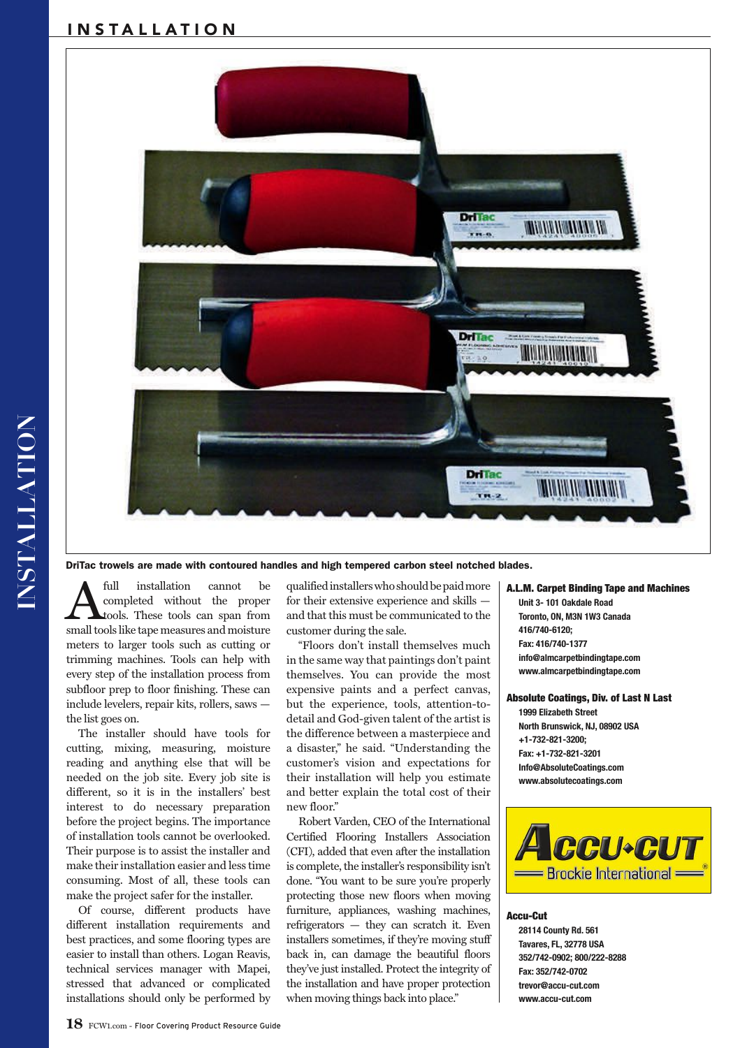DriTac trowels are made with contoured handles and high tempered carbon steel notched blades.

A full installation cannot be completed without the proper tools. These tools can span from small tools like tape measures and moisture meters to larger tools such as cutting or trimming machines. Tools can help with every step of the installation process from subfloor prep to floor finishing. These can include levelers, repair kits, rollers, saws — the list goes on.

The installer should have tools for cutting, mixing, measuring, moisture reading and anything else that will be needed on the job site. Every job site is different, so it is in the installers' best interest to do necessary preparation before the project begins. The importance of installation tools cannot be overlooked. Their purpose is to assist the installer and make their installation easier and less time consuming. Most of all, these tools can make the project safer for the installer.

Of course, different products have different installation requirements and best practices, and some flooring types are easier to install than others. Logan Reavis, technical services manager with Mapei, stressed that advanced or complicated installations should only be performed by qualified installers who should be paid more for their extensive experience and skills — and that this must be communicated to the customer during the sale.

"Floors don't install themselves much in the same way that paintings don't paint themselves. You can provide the most expensive paints and a perfect canvas, but the experience, tools, attention-to-detail and God-given talent of the artist is the difference between a masterpiece and a disaster," he said. "Understanding the customer's vision and expectations for their installation will help you estimate and better explain the total cost of their new floor."

Robert Varden, CEO of the International Certified Flooring Installers Association (CFI), added that even after the installation is complete, the installer's responsibility isn't done. "You want to be sure you're properly protecting those new floors when moving furniture, appliances, washing machines, refrigerators — they can scratch it. Even installers sometimes, if they're moving stuff back in, can damage the beautiful floors they've just installed. Protect the integrity of the installation and have proper protection when moving things back into place."

**A.L.M. Carpet Binding Tape and Machines**
Unit 3- 101 Oakdale Road
Toronto, ON, M3N 1W3 Canada
416/740-6120;
Fax: 416/740-1377
info@almcarpetbindingtape.com
www.almcarpetbindingtape.com

**Absolute Coatings, Div. of Last N Last**
1999 Elizabeth Street
North Brunswick, NJ, 08902 USA
+1-732-821-3200;
Fax: +1-732-821-3201
Info@AbsoluteCoatings.com
www.absolutecoatings.com

ACCU-CUT Brockie International

**Accu-Cut**
28114 County Rd. 561
Tavares, FL, 32778 USA
352/742-0902; 800/222-8288
Fax: 352/742-0702
trevor@accu-cut.com
www.accu-cut.com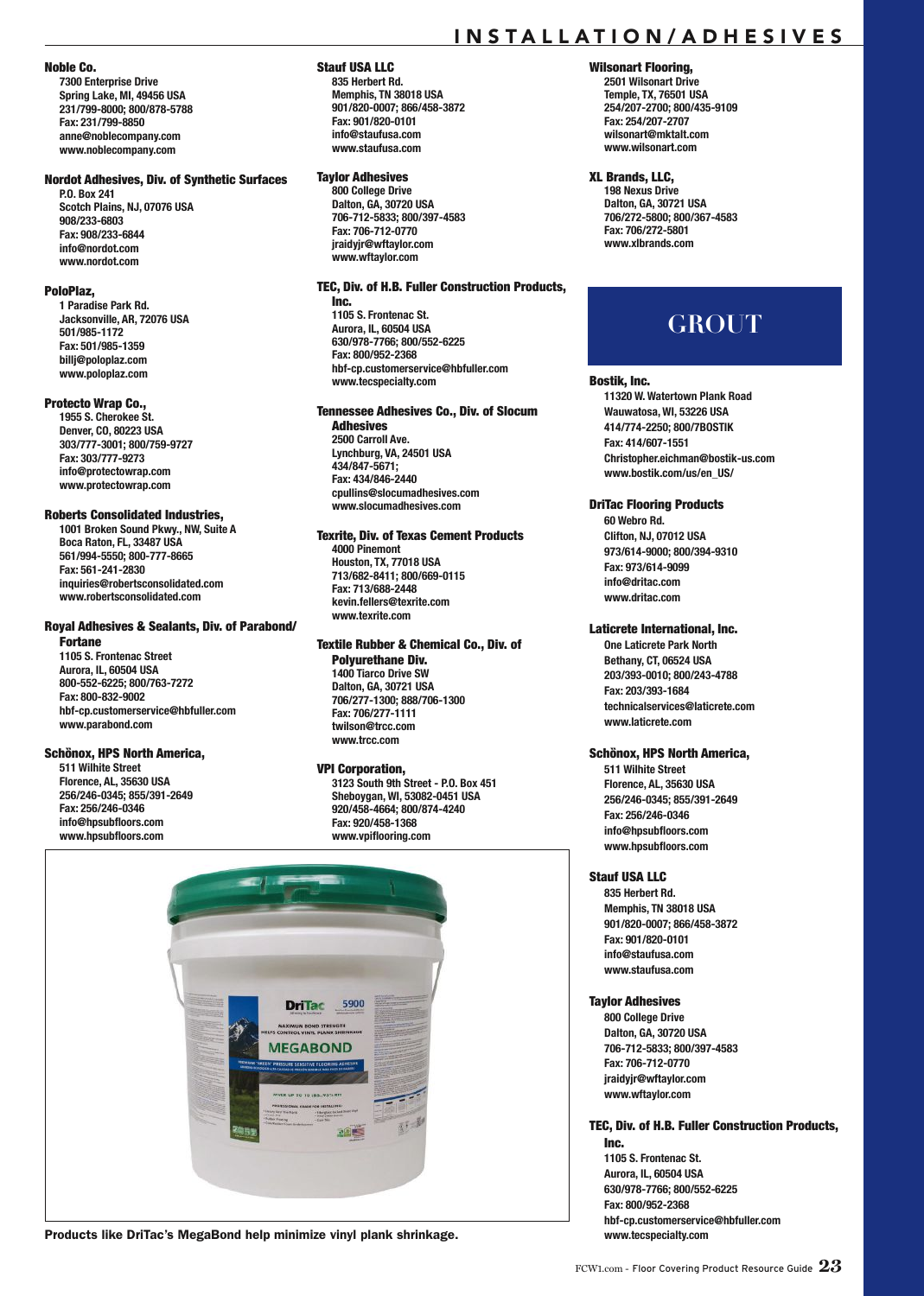# INSTALLATION/ADHESIVES

**Noble Co.**
7300 Enterprise Drive
Spring Lake, MI, 49456 USA
231/799-8000; 800/878-5788
Fax: 231/799-8850
anne@noblecompany.com
www.noblecompany.com

**Nordot Adhesives, Div. of Synthetic Surfaces**
P.O. Box 241
Scotch Plains, NJ, 07076 USA
908/233-6803
Fax: 908/233-6844
info@nordot.com
www.nordot.com

**PoloPlaz,**
1 Paradise Park Rd.
Jacksonville, AR, 72076 USA
501/985-1172
Fax: 501/985-1359
billj@poloplaz.com
www.poloplaz.com

**Protecto Wrap Co.,**
1955 S. Cherokee St.
Denver, CO, 80223 USA
303/777-3001; 800/759-9727
Fax: 303/777-9273
info@protectowrap.com
www.protectowrap.com

**Roberts Consolidated Industries,**
1001 Broken Sound Pkwy., NW, Suite A
Boca Raton, FL, 33487 USA
561/994-5550; 800-777-8665
Fax: 561-241-2830
inquiries@robertsconsolidated.com
www.robertsconsolidated.com

**Royal Adhesives & Sealants, Div. of Parabond/Fortane**
1105 S. Frontenac Street
Aurora, IL, 60504 USA
800-552-6225; 800/763-7272
Fax: 800-832-9002
hbf-cp.customerservice@hbfuller.com
www.parabond.com

**Schönox, HPS North America,**
511 Wilhite Street
Florence, AL, 35630 USA
256/246-0345; 855/391-2649
Fax: 256/246-0346
info@hpsubfloors.com
www.hpsubfloors.com

**Stauf USA LLC**
835 Herbert Rd.
Memphis, TN 38018 USA
901/820-0007; 866/458-3872
Fax: 901/820-0101
info@staufusa.com
www.staufusa.com

**Taylor Adhesives**
800 College Drive
Dalton, GA, 30720 USA
706-712-5833; 800/397-4583
Fax: 706-712-0770
jraidyjr@wftaylor.com
www.wftaylor.com

**TEC, Div. of H.B. Fuller Construction Products, Inc.**
1105 S. Frontenac St.
Aurora, IL, 60504 USA
630/978-7766; 800/552-6225
Fax: 800/952-2368
hbf-cp.customerservice@hbfuller.com
www.tecspecialty.com

**Tennessee Adhesives Co., Div. of Slocum Adhesives**
2500 Carroll Ave.
Lynchburg, VA, 24501 USA
434/847-5671;
Fax: 434/846-2440
cpullins@slocumadhesives.com
www.slocumadhesives.com

**Texrite, Div. of Texas Cement Products**
4000 Pinemont
Houston, TX, 77018 USA
713/682-8411; 800/669-0115
Fax: 713/688-2448
kevin.fellers@texrite.com
www.texrite.com

**Textile Rubber & Chemical Co., Div. of Polyurethane Div.**
1400 Tiarco Drive SW
Dalton, GA, 30721 USA
706/277-1300; 888/706-1300
Fax: 706/277-1111
twilson@trcc.com
www.trcc.com

**VPI Corporation,**
3123 South 9th Street - P.O. Box 451
Sheboygan, WI, 53082-0451 USA
920/458-4664; 800/874-4240
Fax: 920/458-1368
www.vpiflooring.com

Products like DriTac's MegaBond help minimize vinyl plank shrinkage.

**Wilsonart Flooring,**
2501 Wilsonart Drive
Temple, TX, 76501 USA
254/207-2700; 800/435-9109
Fax: 254/207-2707
wilsonart@mktalt.com
www.wilsonart.com

**XL Brands, LLC,**
198 Nexus Drive
Dalton, GA, 30721 USA
706/272-5800; 800/367-4583
Fax: 706/272-5801
www.xlbrands.com

## GROUT

**Bostik, Inc.**
11320 W. Watertown Plank Road
Wauwatosa, WI, 53226 USA
414/774-2250; 800/7BOSTIK
Fax: 414/607-1551
Christopher.eichman@bostik-us.com
www.bostik.com/us/en_US/

**DriTac Flooring Products**
60 Webro Rd.
Clifton, NJ, 07012 USA
973/614-9000; 800/394-9310
Fax: 973/614-9099
info@dritac.com
www.dritac.com

**Laticrete International, Inc.**
One Laticrete Park North
Bethany, CT, 06524 USA
203/393-0010; 800/243-4788
Fax: 203/393-1684
technicalservices@laticrete.com
www.laticrete.com

**Schönox, HPS North America,**
511 Wilhite Street
Florence, AL, 35630 USA
256/246-0345; 855/391-2649
Fax: 256/246-0346
info@hpsubfloors.com
www.hpsubfloors.com

**Stauf USA LLC**
835 Herbert Rd.
Memphis, TN 38018 USA
901/820-0007; 866/458-3872
Fax: 901/820-0101
info@staufusa.com
www.staufusa.com

**Taylor Adhesives**
800 College Drive
Dalton, GA, 30720 USA
706-712-5833; 800/397-4583
Fax: 706-712-0770
jraidyjr@wftaylor.com
www.wftaylor.com

**TEC, Div. of H.B. Fuller Construction Products, Inc.**
1105 S. Frontenac St.
Aurora, IL, 60504 USA
630/978-7766; 800/552-6225
Fax: 800/952-2368
hbf-cp.customerservice@hbfuller.com
www.tecspecialty.com